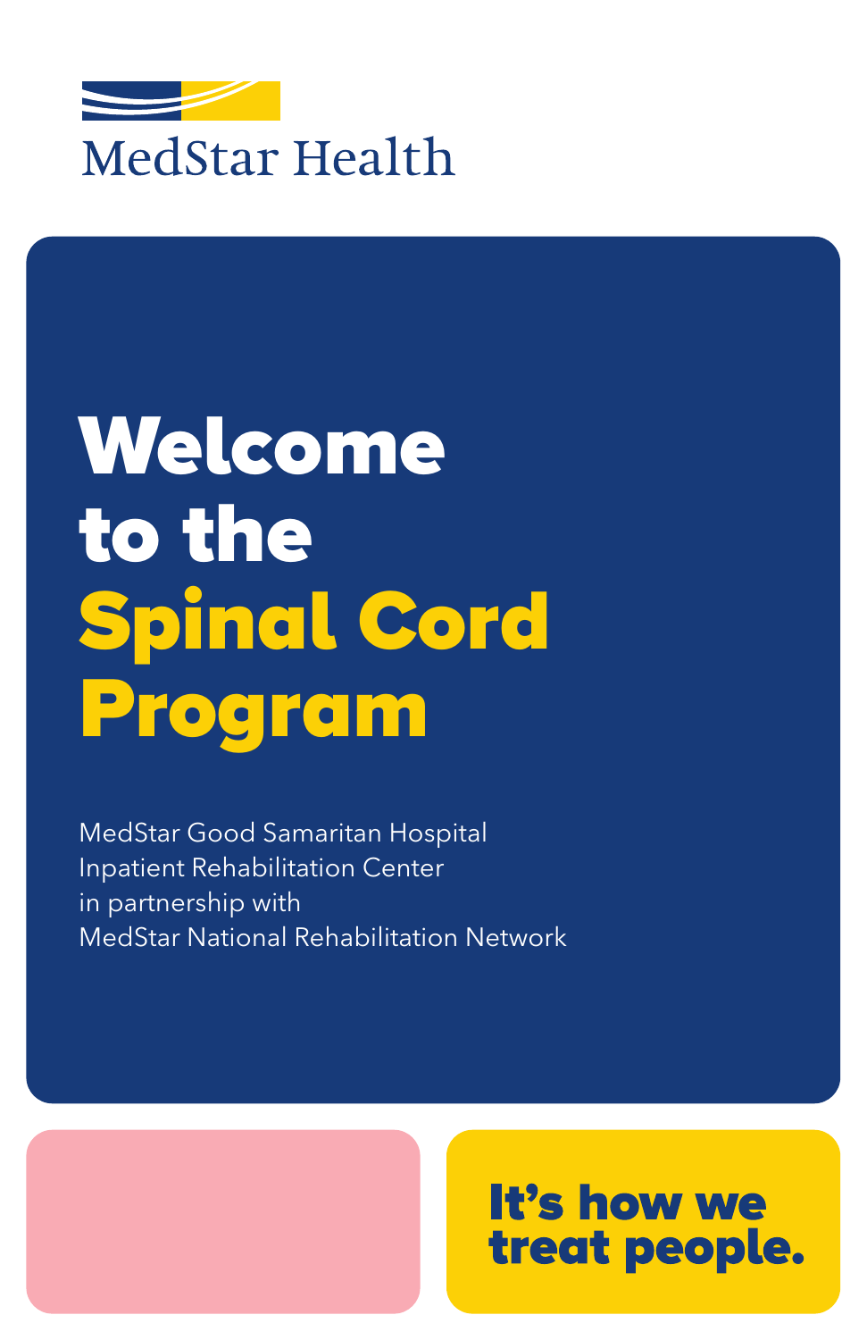MedStar Health

# Welcome to the Spinal Cord Program

MedStar Good Samaritan Hospital
Inpatient Rehabilitation Center
in partnership with
MedStar National Rehabilitation Network

**It's how we treat people.**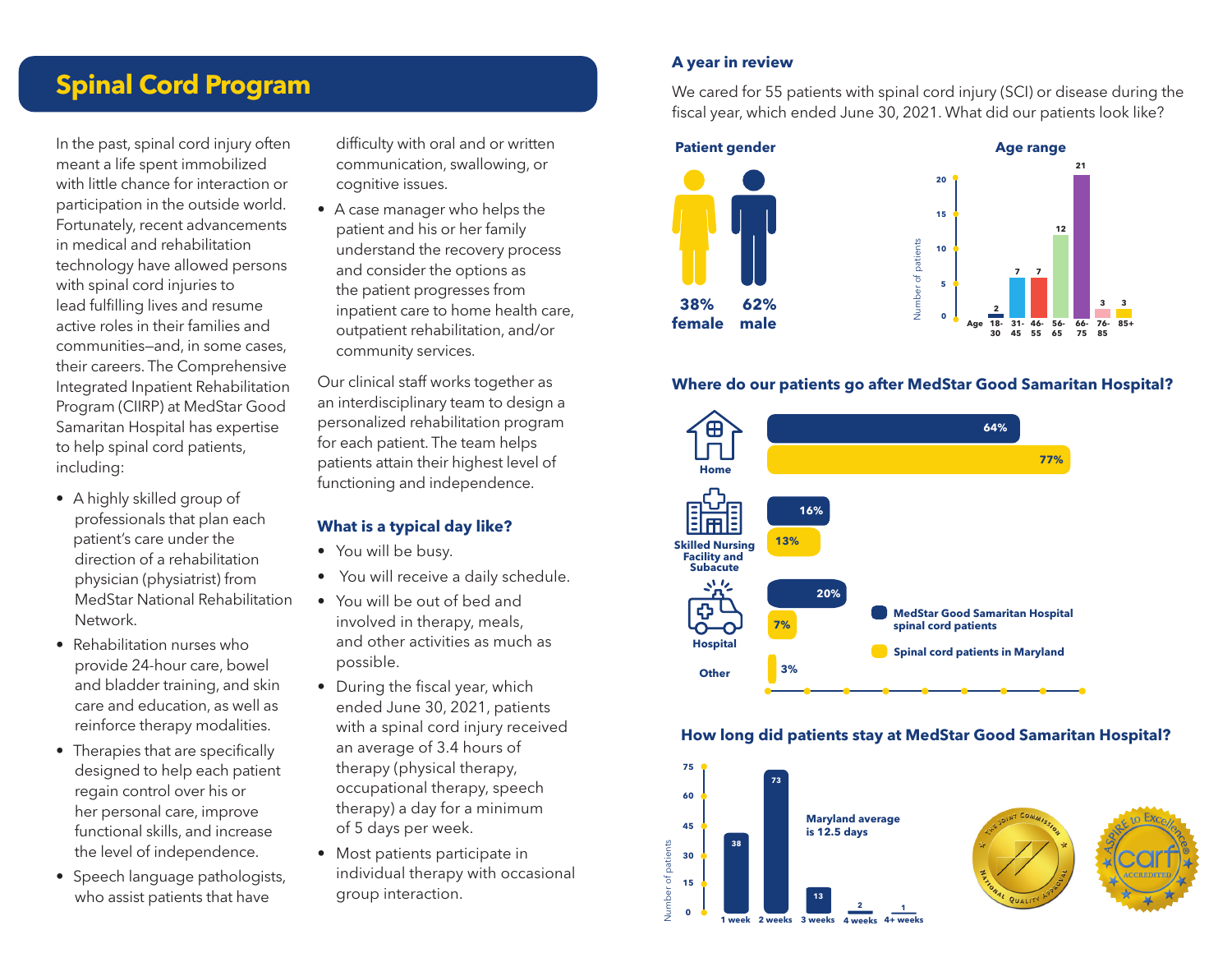# Spinal Cord Program

In the past, spinal cord injury often meant a life spent immobilized with little chance for interaction or participation in the outside world. Fortunately, recent advancements in medical and rehabilitation technology have allowed persons with spinal cord injuries to lead fulfilling lives and resume active roles in their families and communities—and, in some cases, their careers. The Comprehensive Integrated Inpatient Rehabilitation Program (CIIRP) at MedStar Good Samaritan Hospital has expertise to help spinal cord patients, including:

- A highly skilled group of professionals that plan each patient's care under the direction of a rehabilitation physician (physiatrist) from MedStar National Rehabilitation Network.
- Rehabilitation nurses who provide 24-hour care, bowel and bladder training, and skin care and education, as well as reinforce therapy modalities.
- Therapies that are specifically designed to help each patient regain control over his or her personal care, improve functional skills, and increase the level of independence.
- Speech language pathologists, who assist patients that have difficulty with oral and or written communication, swallowing, or cognitive issues.
- A case manager who helps the patient and his or her family understand the recovery process and consider the options as the patient progresses from inpatient care to home health care, outpatient rehabilitation, and/or community services.

Our clinical staff works together as an interdisciplinary team to design a personalized rehabilitation program for each patient. The team helps patients attain their highest level of functioning and independence.

### What is a typical day like?

- You will be busy.
- You will receive a daily schedule.
- You will be out of bed and involved in therapy, meals, and other activities as much as possible.
- During the fiscal year, which ended June 30, 2021, patients with a spinal cord injury received an average of 3.4 hours of therapy (physical therapy, occupational therapy, speech therapy) a day for a minimum of 5 days per week.
- Most patients participate in individual therapy with occasional group interaction.

### A year in review

We cared for 55 patients with spinal cord injury (SCI) or disease during the fiscal year, which ended June 30, 2021. What did our patients look like?

**Patient gender**

38% female | 62% male

**Age range**

| Age | 18-30 | 31-45 | 46-55 | 56-65 | 66-75 | 76-85 | 85+ |
|---|---|---|---|---|---|---|---|
| Number of patients | 2 | 7 | 7 | 12 | 21 | 3 | 3 |

### Where do our patients go after MedStar Good Samaritan Hospital?

| Destination | MedStar Good Samaritan Hospital spinal cord patients | Spinal cord patients in Maryland |
|---|---|---|
| Home | 64% | 77% |
| Skilled Nursing Facility and Subacute | 16% | 13% |
| Hospital | 20% | 7% |
| Other | | 3% |

### How long did patients stay at MedStar Good Samaritan Hospital?

| Length of stay | 1 week | 2 weeks | 3 weeks | 4 weeks | 4+ weeks |
|---|---|---|---|---|---|
| Number of patients | 38 | 73 | 13 | 2 | 1 |

Maryland average is 12.5 days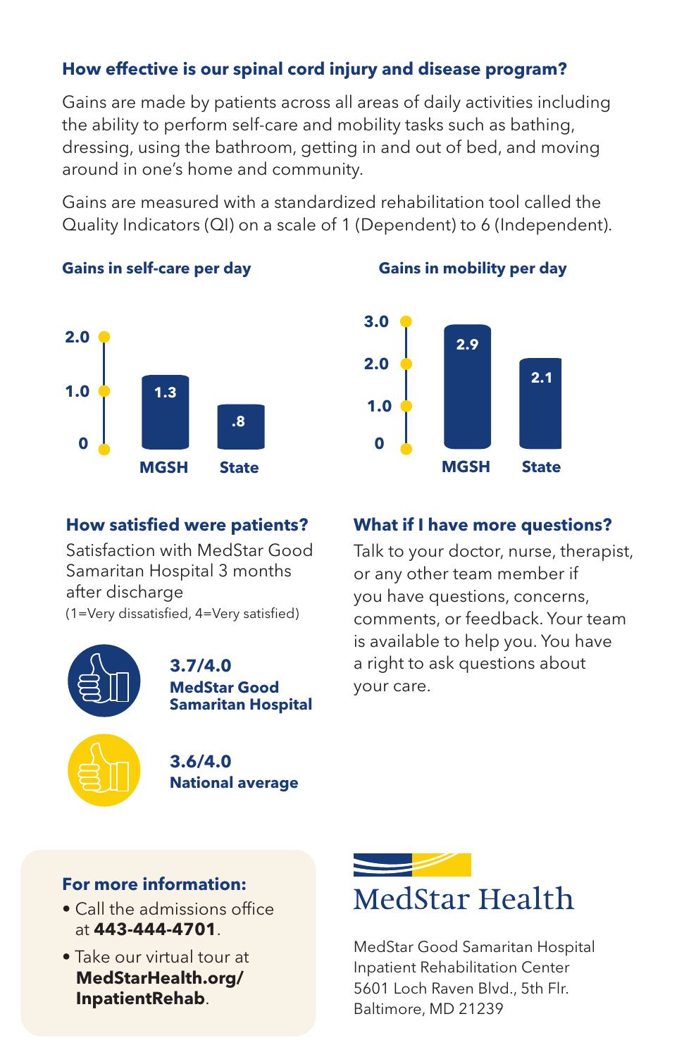## How effective is our spinal cord injury and disease program?

Gains are made by patients across all areas of daily activities including the ability to perform self-care and mobility tasks such as bathing, dressing, using the bathroom, getting in and out of bed, and moving around in one's home and community.

Gains are measured with a standardized rehabilitation tool called the Quality Indicators (QI) on a scale of 1 (Dependent) to 6 (Independent).

**Gains in self-care per day**

2.0
1.0
0
1.3
.8
MGSH
State

**Gains in mobility per day**

3.0
2.0
1.0
0
2.9
2.1
MGSH
State

## How satisfied were patients?

Satisfaction with MedStar Good Samaritan Hospital 3 months after discharge
(1=Very dissatisfied, 4=Very satisfied)

**3.7/4.0**
**MedStar Good Samaritan Hospital**

**3.6/4.0**
**National average**

## What if I have more questions?

Talk to your doctor, nurse, therapist, or any other team member if you have questions, concerns, comments, or feedback. Your team is available to help you. You have a right to ask questions about your care.

**For more information:**

- Call the admissions office at **443-444-4701**.
- Take our virtual tour at **MedStarHealth.org/InpatientRehab**.

MedStar Health

MedStar Good Samaritan Hospital
Inpatient Rehabilitation Center
5601 Loch Raven Blvd., 5th Flr.
Baltimore, MD 21239